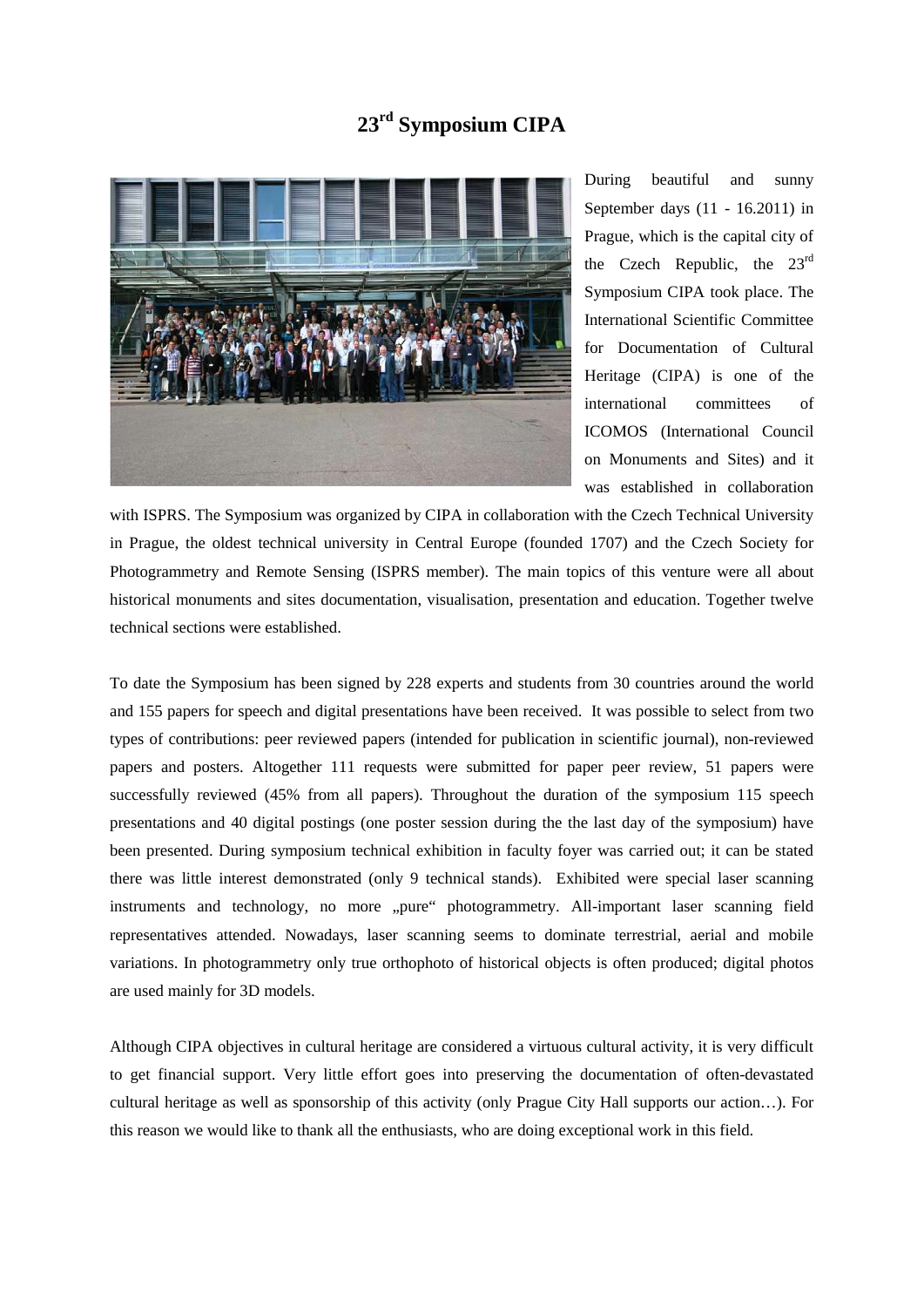# 23rd Symposium CIPA

During beautiful and sunny September days (11 - 16.2011) in Prague, which is the capital city of the Czech Republic, the 23rd Symposium CIPA took place. The International Scientific Committee for Documentation of Cultural Heritage (CIPA) is one of the international committees of ICOMOS (International Council on Monuments and Sites) and it was established in collaboration with ISPRS. The Symposium was organized by CIPA in collaboration with the Czech Technical University in Prague, the oldest technical university in Central Europe (founded 1707) and the Czech Society for Photogrammetry and Remote Sensing (ISPRS member). The main topics of this venture were all about historical monuments and sites documentation, visualisation, presentation and education. Together twelve technical sections were established.

To date the Symposium has been signed by 228 experts and students from 30 countries around the world and 155 papers for speech and digital presentations have been received. It was possible to select from two types of contributions: peer reviewed papers (intended for publication in scientific journal), non-reviewed papers and posters. Altogether 111 requests were submitted for paper peer review, 51 papers were successfully reviewed (45% from all papers). Throughout the duration of the symposium 115 speech presentations and 40 digital postings (one poster session during the the last day of the symposium) have been presented. During symposium technical exhibition in faculty foyer was carried out; it can be stated there was little interest demonstrated (only 9 technical stands). Exhibited were special laser scanning instruments and technology, no more „pure" photogrammetry. All-important laser scanning field representatives attended. Nowadays, laser scanning seems to dominate terrestrial, aerial and mobile variations. In photogrammetry only true orthophoto of historical objects is often produced; digital photos are used mainly for 3D models.

Although CIPA objectives in cultural heritage are considered a virtuous cultural activity, it is very difficult to get financial support. Very little effort goes into preserving the documentation of often-devastated cultural heritage as well as sponsorship of this activity (only Prague City Hall supports our action…). For this reason we would like to thank all the enthusiasts, who are doing exceptional work in this field.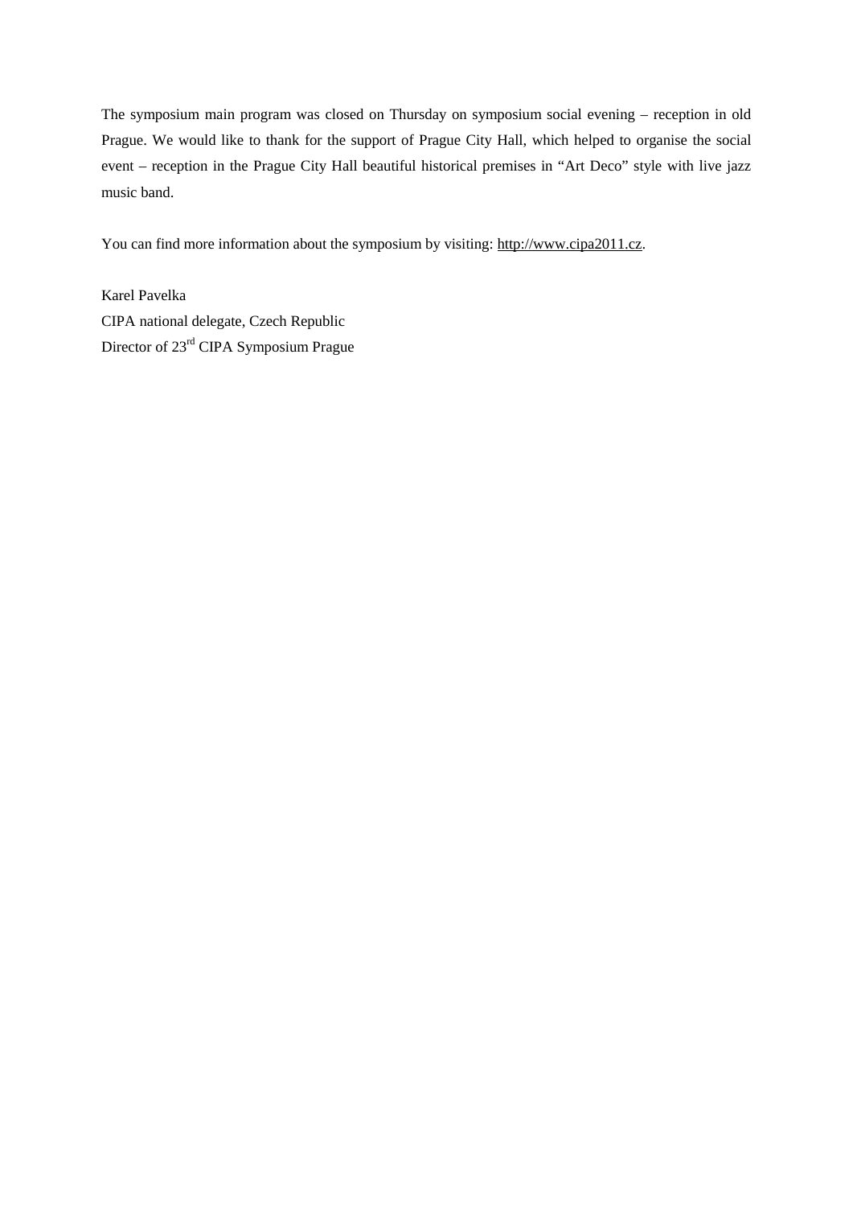The symposium main program was closed on Thursday on symposium social evening – reception in old Prague. We would like to thank for the support of Prague City Hall, which helped to organise the social event – reception in the Prague City Hall beautiful historical premises in "Art Deco" style with live jazz music band.

You can find more information about the symposium by visiting: http://www.cipa2011.cz.

Karel Pavelka  
CIPA national delegate, Czech Republic  
Director of 23rd CIPA Symposium Prague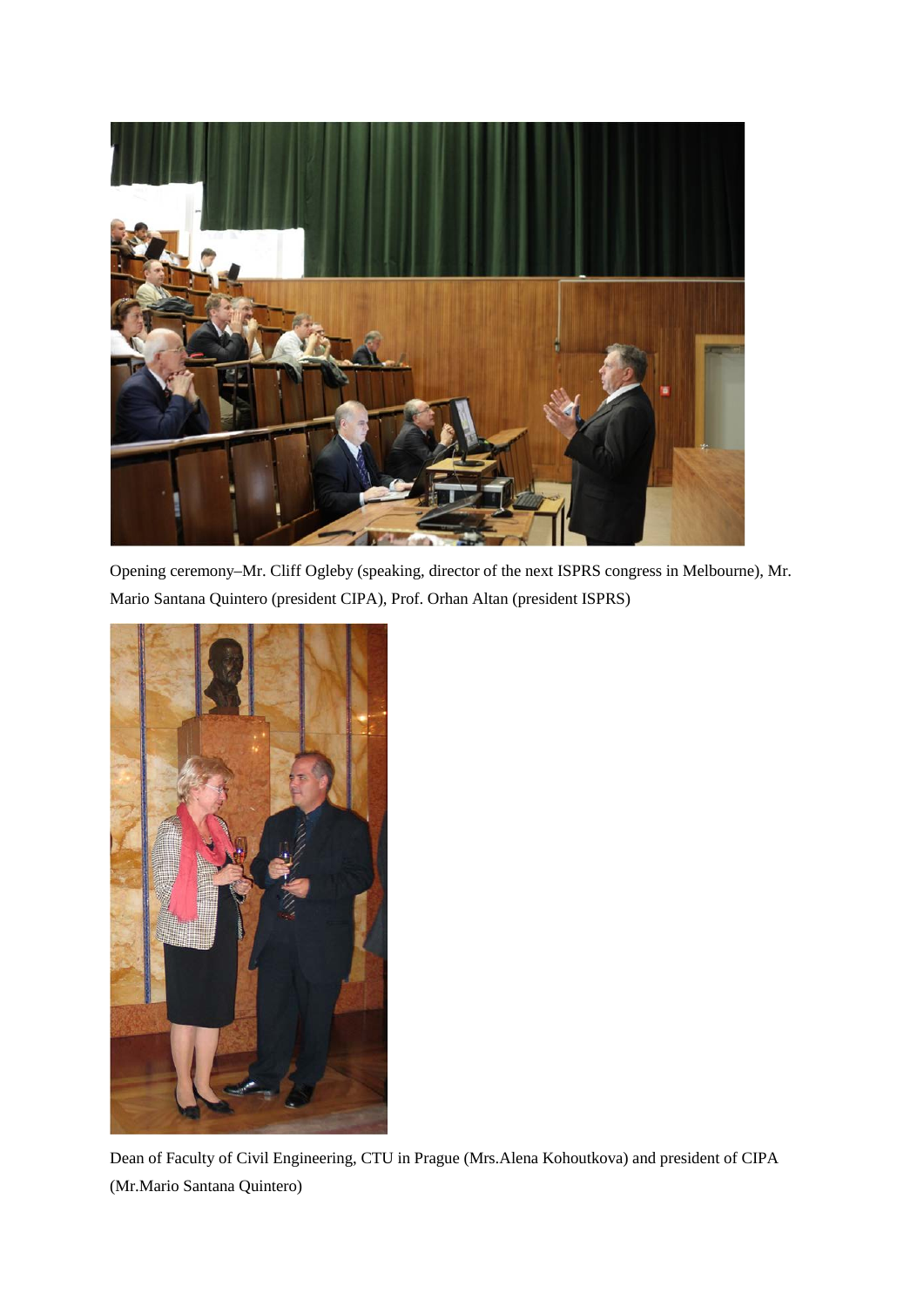Opening ceremony–Mr. Cliff Ogleby (speaking, director of the next ISPRS congress in Melbourne), Mr. Mario Santana Quintero (president CIPA), Prof. Orhan Altan (president ISPRS)

Dean of Faculty of Civil Engineering, CTU in Prague (Mrs.Alena Kohoutkova) and president of CIPA (Mr.Mario Santana Quintero)